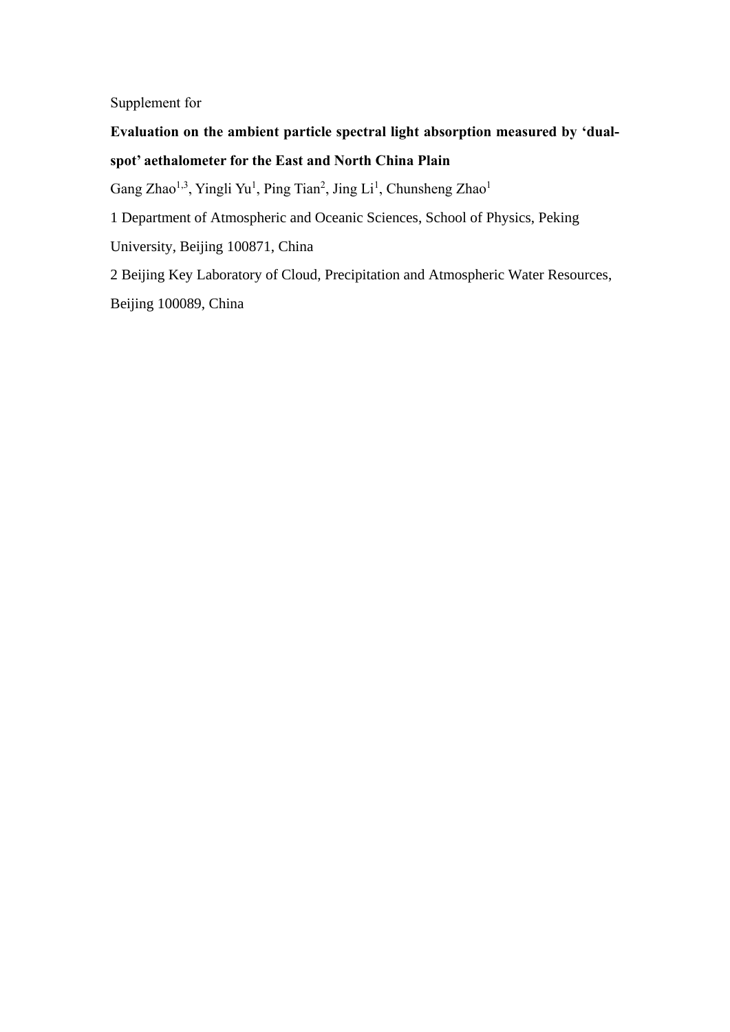Supplement for

**Evaluation on the ambient particle spectral light absorption measured by 'dual-spot' aethalometer for the East and North China Plain**

Gang Zhao[1,3], Yingli Yu[1], Ping Tian[2], Jing Li[1], Chunsheng Zhao[1]

1 Department of Atmospheric and Oceanic Sciences, School of Physics, Peking University, Beijing 100871, China

2 Beijing Key Laboratory of Cloud, Precipitation and Atmospheric Water Resources, Beijing 100089, China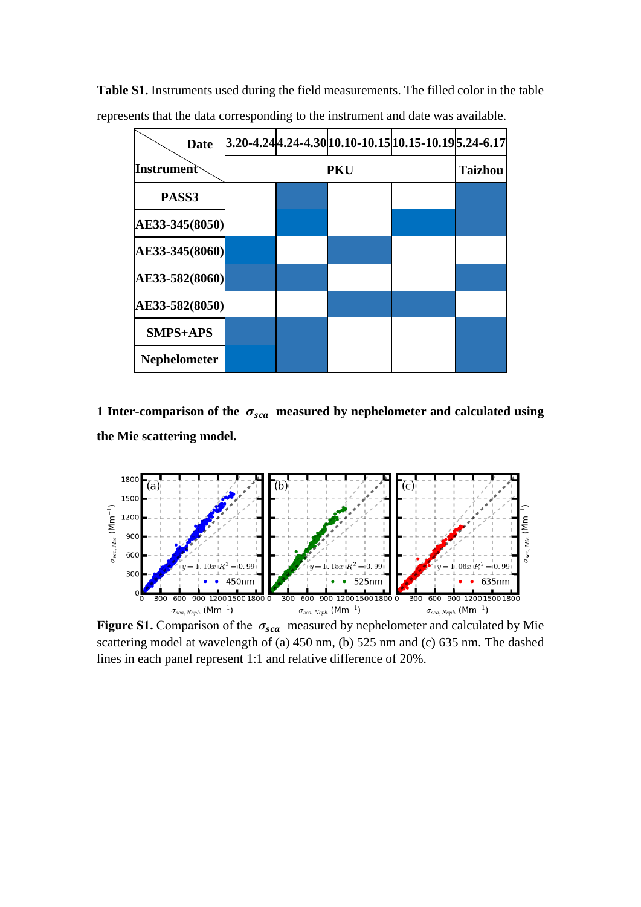**Table S1.** Instruments used during the field measurements. The filled color in the table represents that the data corresponding to the instrument and date was available.

| Instrument \ Date | 3.20-4.24 | 4.24-4.30 | 10.10-10.15 | 10.15-10.19 | 5.24-6.17 |
|---|---|---|---|---|---|
| | PKU | | | | Taizhou |
| PASS3 | | ■ | | | ■ |
| AE33-345(8050) | | ■ | | ■ | ■ |
| AE33-345(8060) | ■ | | ■ | | |
| AE33-582(8060) | ■ | ■ | | | ■ |
| AE33-582(8050) | | | ■ | ■ | |
| SMPS+APS | ■ | ■ | | | ■ |
| Nephelometer | ■ | ■ | | | ■ |

**1 Inter-comparison of the $\sigma_{sca}$ measured by nephelometer and calculated using the Mie scattering model.**

**Figure S1.** Comparison of the $\sigma_{sca}$ measured by nephelometer and calculated by Mie scattering model at wavelength of (a) 450 nm, (b) 525 nm and (c) 635 nm. The dashed lines in each panel represent 1:1 and relative difference of 20%.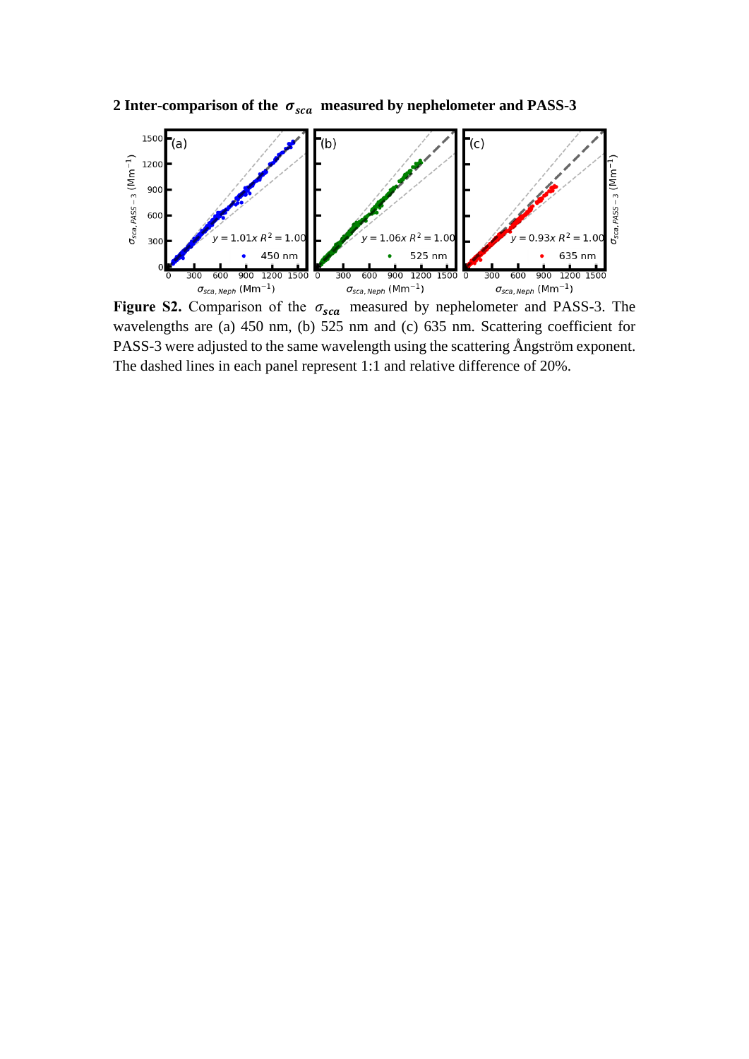## 2 Inter-comparison of the $\sigma_{sca}$ measured by nephelometer and PASS-3

**Figure S2.** Comparison of the $\sigma_{sca}$ measured by nephelometer and PASS-3. The wavelengths are (a) 450 nm, (b) 525 nm and (c) 635 nm. Scattering coefficient for PASS-3 were adjusted to the same wavelength using the scattering Ångström exponent. The dashed lines in each panel represent 1:1 and relative difference of 20%.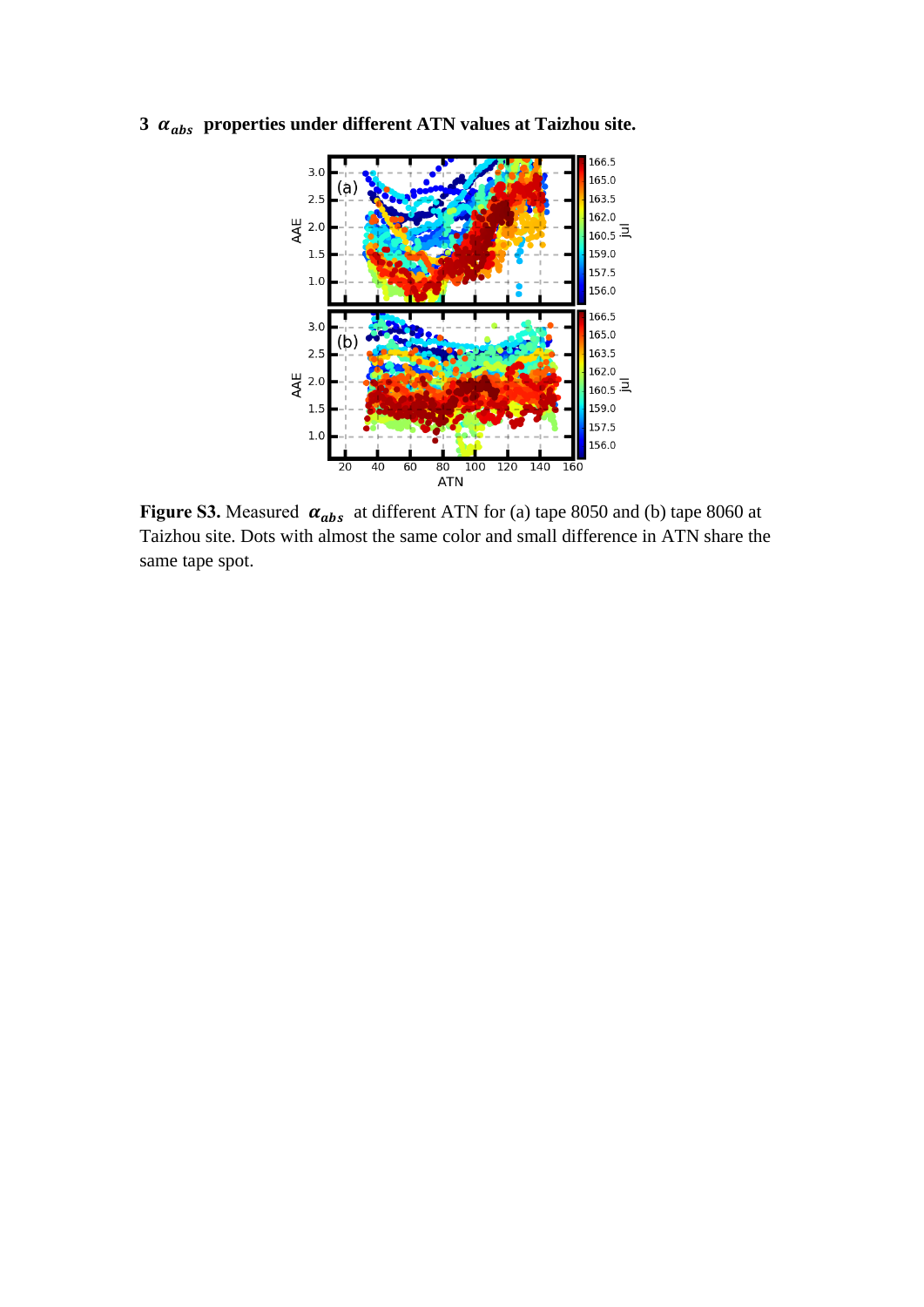### 3 $\alpha_{abs}$ properties under different ATN values at Taizhou site.

**Figure S3.** Measured $\alpha_{abs}$ at different ATN for (a) tape 8050 and (b) tape 8060 at Taizhou site. Dots with almost the same color and small difference in ATN share the same tape spot.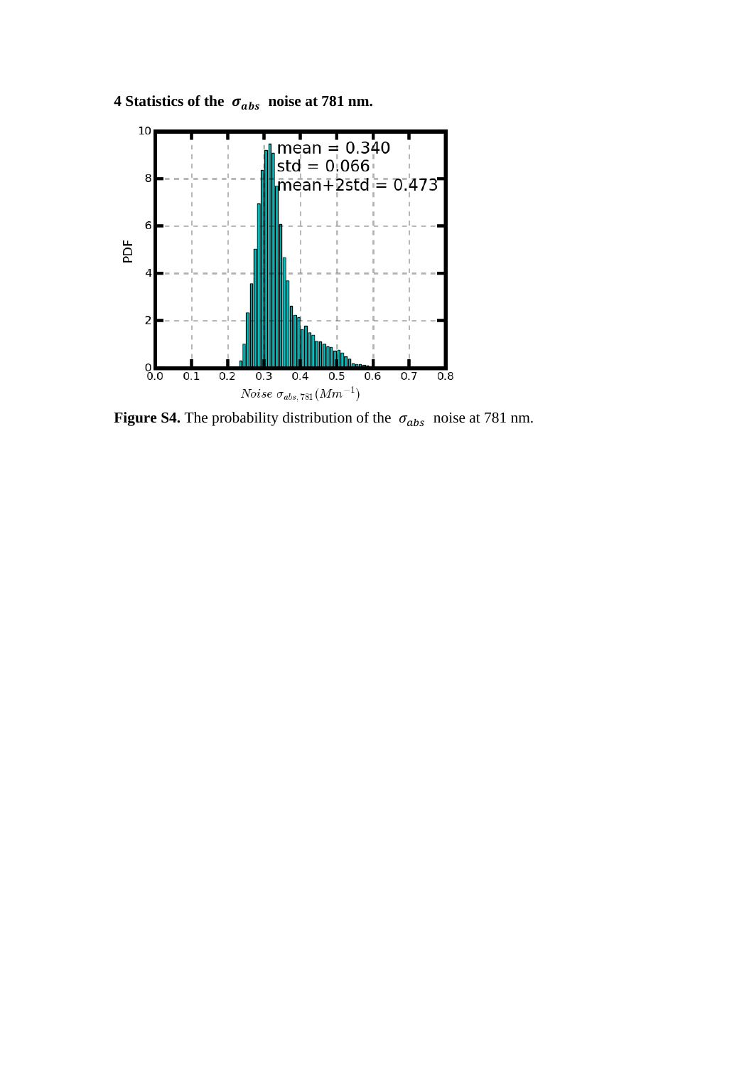## 4 Statistics of the $\sigma_{abs}$ noise at 781 nm.

**Figure S4.** The probability distribution of the $\sigma_{abs}$ noise at 781 nm.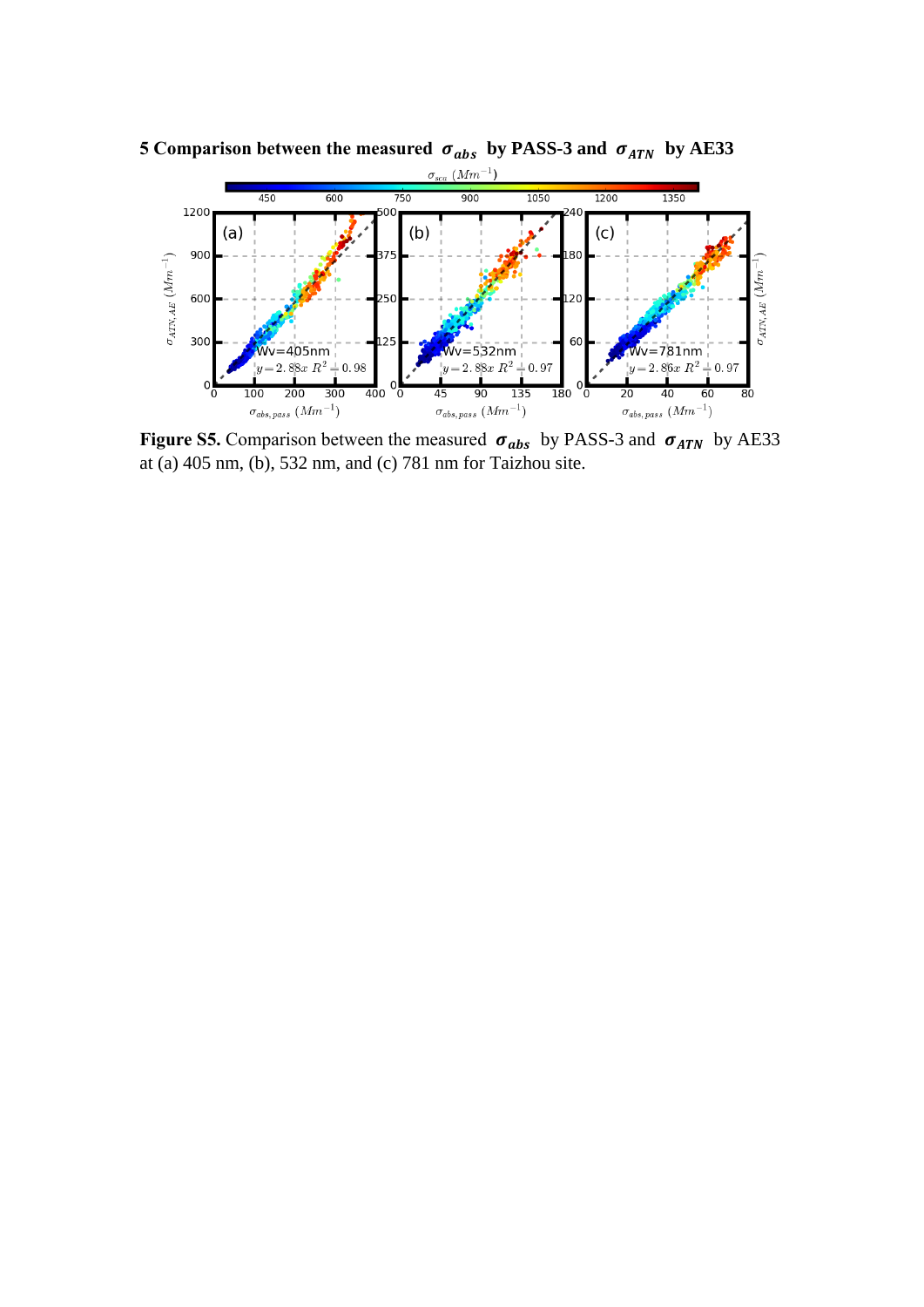## 5 Comparison between the measured $\sigma_{abs}$ by PASS-3 and $\sigma_{ATN}$ by AE33

$\sigma_{sca}$ $(Mm^{-1})$

450 600 750 900 1050 1200 1350

(a)

Wv=405nm

$y = 2.88x$ $R^2 = 0.98$

(b)

Wv=532nm

$y = 2.88x$ $R^2 = 0.97$

(c)

Wv=781nm

$y = 2.86x$ $R^2 = 0.97$

$\sigma_{ATN,AE}$ $(Mm^{-1})$

$\sigma_{abs,pass}$ $(Mm^{-1})$

**Figure S5.** Comparison between the measured $\sigma_{abs}$ by PASS-3 and $\sigma_{ATN}$ by AE33 at (a) 405 nm, (b), 532 nm, and (c) 781 nm for Taizhou site.